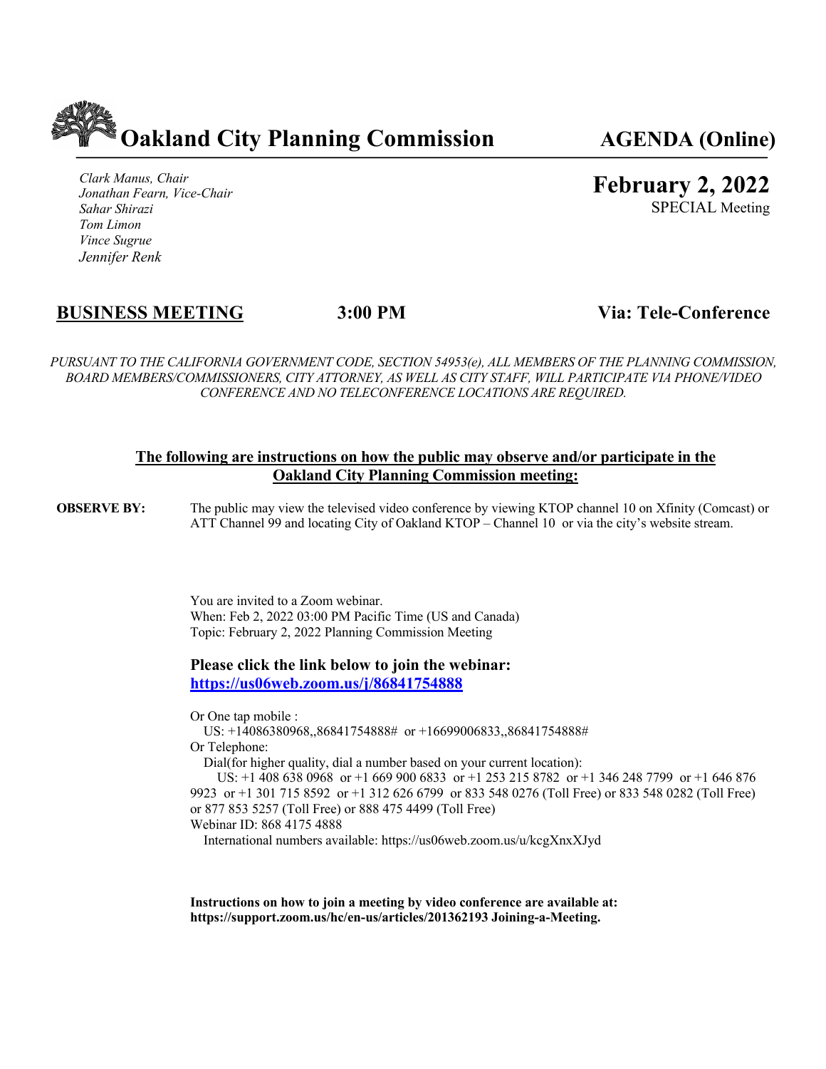# Oakland City Planning Commission — AGENDA (Online)

*Clark Manus, Chair*
*Jonathan Fearn, Vice-Chair*
*Sahar Shirazi*
*Tom Limon*
*Vince Sugrue*
*Jennifer Renk*

**February 2, 2022**
SPECIAL Meeting

## BUSINESS MEETING — 3:00 PM — Via: Tele-Conference

*PURSUANT TO THE CALIFORNIA GOVERNMENT CODE, SECTION 54953(e), ALL MEMBERS OF THE PLANNING COMMISSION, BOARD MEMBERS/COMMISSIONERS, CITY ATTORNEY, AS WELL AS CITY STAFF, WILL PARTICIPATE VIA PHONE/VIDEO CONFERENCE AND NO TELECONFERENCE LOCATIONS ARE REQUIRED.*

### The following are instructions on how the public may observe and/or participate in the Oakland City Planning Commission meeting:

**OBSERVE BY:** The public may view the televised video conference by viewing KTOP channel 10 on Xfinity (Comcast) or ATT Channel 99 and locating City of Oakland KTOP – Channel 10 or via the city's website stream.

You are invited to a Zoom webinar.
When: Feb 2, 2022 03:00 PM Pacific Time (US and Canada)
Topic: February 2, 2022 Planning Commission Meeting

**Please click the link below to join the webinar:**
**https://us06web.zoom.us/j/86841754888**

Or One tap mobile :
US: +14086380968,,86841754888# or +16699006833,,86841754888#
Or Telephone:
Dial(for higher quality, dial a number based on your current location):
US: +1 408 638 0968 or +1 669 900 6833 or +1 253 215 8782 or +1 346 248 7799 or +1 646 876 9923 or +1 301 715 8592 or +1 312 626 6799 or 833 548 0276 (Toll Free) or 833 548 0282 (Toll Free) or 877 853 5257 (Toll Free) or 888 475 4499 (Toll Free)
Webinar ID: 868 4175 4888
International numbers available: https://us06web.zoom.us/u/kcgXnxXJyd

**Instructions on how to join a meeting by video conference are available at: https://support.zoom.us/hc/en-us/articles/201362193 Joining-a-Meeting.**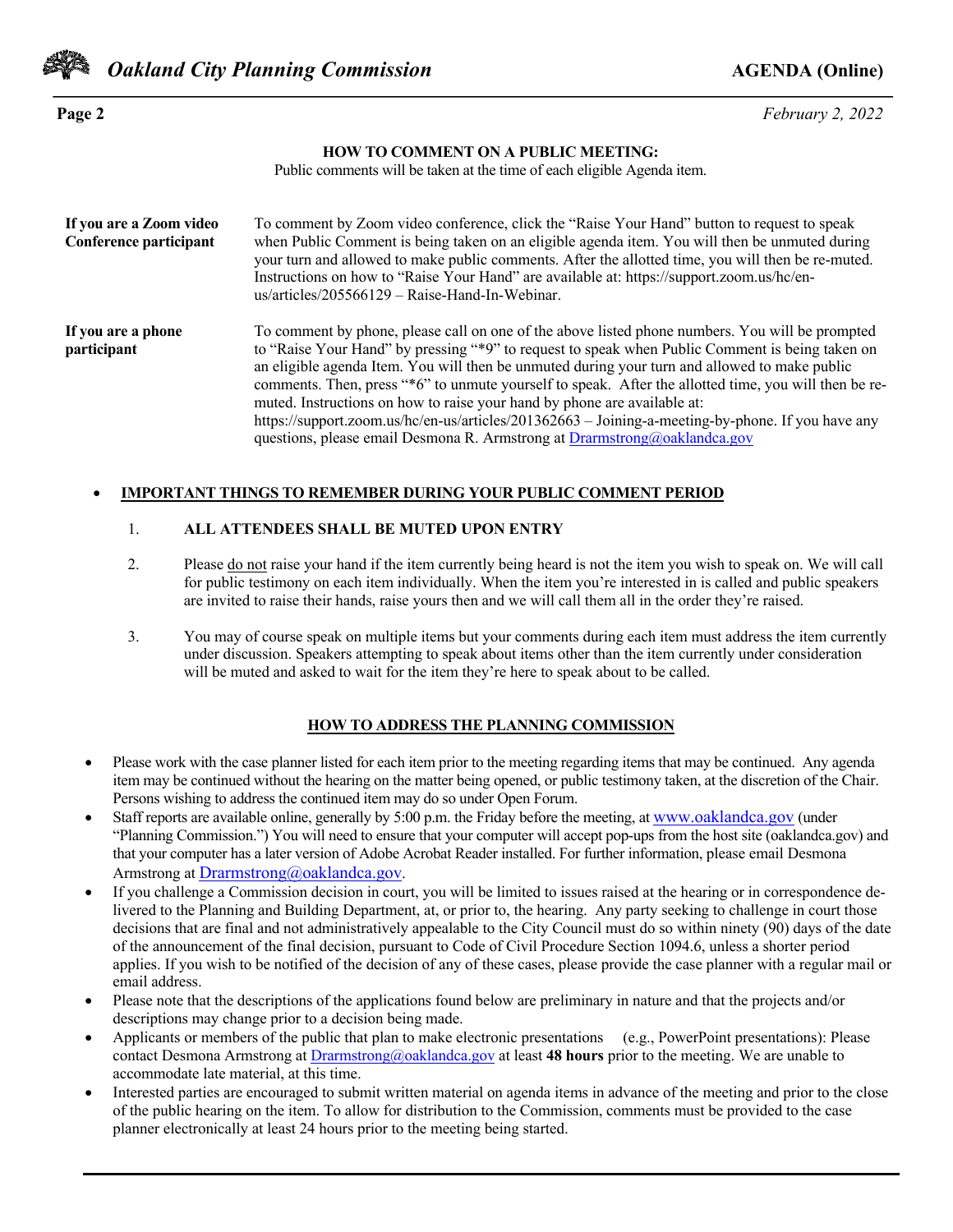## HOW TO COMMENT ON A PUBLIC MEETING:

Public comments will be taken at the time of each eligible Agenda item.

**If you are a Zoom video Conference participant**

To comment by Zoom video conference, click the "Raise Your Hand" button to request to speak when Public Comment is being taken on an eligible agenda item. You will then be unmuted during your turn and allowed to make public comments. After the allotted time, you will then be re-muted. Instructions on how to "Raise Your Hand" are available at: https://support.zoom.us/hc/en-us/articles/205566129 – Raise-Hand-In-Webinar.

**If you are a phone participant**

To comment by phone, please call on one of the above listed phone numbers. You will be prompted to "Raise Your Hand" by pressing "*9" to request to speak when Public Comment is being taken on an eligible agenda Item. You will then be unmuted during your turn and allowed to make public comments. Then, press "*6" to unmute yourself to speak. After the allotted time, you will then be re-muted. Instructions on how to raise your hand by phone are available at: https://support.zoom.us/hc/en-us/articles/201362663 – Joining-a-meeting-by-phone. If you have any questions, please email Desmona R. Armstrong at Drarmstrong@oaklandca.gov

- **IMPORTANT THINGS TO REMEMBER DURING YOUR PUBLIC COMMENT PERIOD**

  1. **ALL ATTENDEES SHALL BE MUTED UPON ENTRY**
  2. Please do not raise your hand if the item currently being heard is not the item you wish to speak on. We will call for public testimony on each item individually. When the item you're interested in is called and public speakers are invited to raise their hands, raise yours then and we will call them all in the order they're raised.
  3. You may of course speak on multiple items but your comments during each item must address the item currently under discussion. Speakers attempting to speak about items other than the item currently under consideration will be muted and asked to wait for the item they're here to speak about to be called.

## HOW TO ADDRESS THE PLANNING COMMISSION

- Please work with the case planner listed for each item prior to the meeting regarding items that may be continued. Any agenda item may be continued without the hearing on the matter being opened, or public testimony taken, at the discretion of the Chair. Persons wishing to address the continued item may do so under Open Forum.
- Staff reports are available online, generally by 5:00 p.m. the Friday before the meeting, at www.oaklandca.gov (under "Planning Commission.") You will need to ensure that your computer will accept pop-ups from the host site (oaklandca.gov) and that your computer has a later version of Adobe Acrobat Reader installed. For further information, please email Desmona Armstrong at Drarmstrong@oaklandca.gov.
- If you challenge a Commission decision in court, you will be limited to issues raised at the hearing or in correspondence delivered to the Planning and Building Department, at, or prior to, the hearing. Any party seeking to challenge in court those decisions that are final and not administratively appealable to the City Council must do so within ninety (90) days of the date of the announcement of the final decision, pursuant to Code of Civil Procedure Section 1094.6, unless a shorter period applies. If you wish to be notified of the decision of any of these cases, please provide the case planner with a regular mail or email address.
- Please note that the descriptions of the applications found below are preliminary in nature and that the projects and/or descriptions may change prior to a decision being made.
- Applicants or members of the public that plan to make electronic presentations (e.g., PowerPoint presentations): Please contact Desmona Armstrong at Drarmstrong@oaklandca.gov at least **48 hours** prior to the meeting. We are unable to accommodate late material, at this time.
- Interested parties are encouraged to submit written material on agenda items in advance of the meeting and prior to the close of the public hearing on the item. To allow for distribution to the Commission, comments must be provided to the case planner electronically at least 24 hours prior to the meeting being started.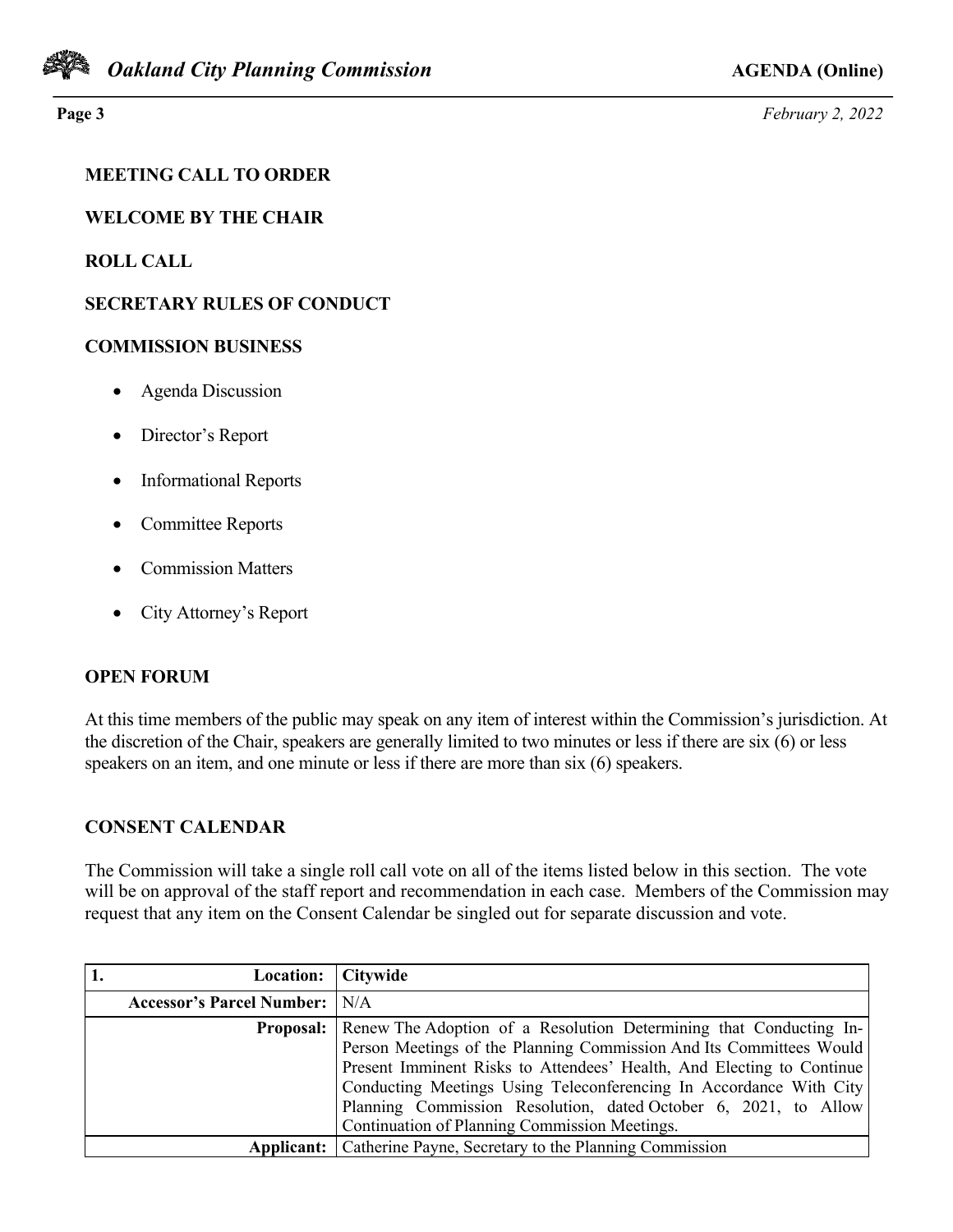**MEETING CALL TO ORDER**

**WELCOME BY THE CHAIR**

**ROLL CALL**

**SECRETARY RULES OF CONDUCT**

**COMMISSION BUSINESS**

- Agenda Discussion
- Director's Report
- Informational Reports
- Committee Reports
- Commission Matters
- City Attorney's Report

**OPEN FORUM**

At this time members of the public may speak on any item of interest within the Commission's jurisdiction. At the discretion of the Chair, speakers are generally limited to two minutes or less if there are six (6) or less speakers on an item, and one minute or less if there are more than six (6) speakers.

**CONSENT CALENDAR**

The Commission will take a single roll call vote on all of the items listed below in this section. The vote will be on approval of the staff report and recommendation in each case. Members of the Commission may request that any item on the Consent Calendar be singled out for separate discussion and vote.

| **1. Location:** | **Citywide** |
|---|---|
| **Accessor's Parcel Number:** | N/A |
| **Proposal:** | Renew The Adoption of a Resolution Determining that Conducting In-Person Meetings of the Planning Commission And Its Committees Would Present Imminent Risks to Attendees' Health, And Electing to Continue Conducting Meetings Using Teleconferencing In Accordance With City Planning Commission Resolution, dated October 6, 2021, to Allow Continuation of Planning Commission Meetings. |
| **Applicant:** | Catherine Payne, Secretary to the Planning Commission |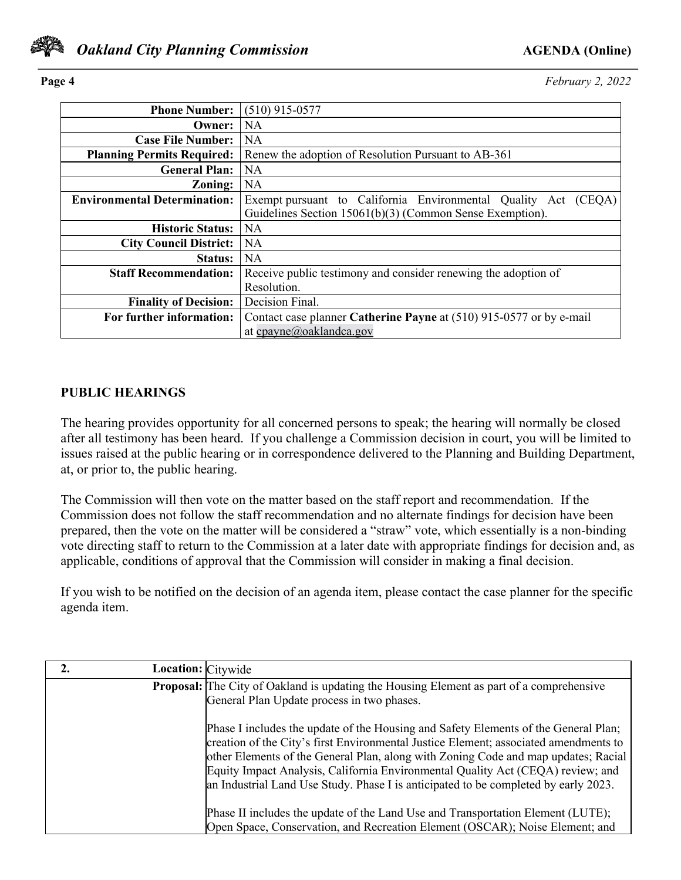| | |
|---|---|
| **Phone Number:** | (510) 915-0577 |
| **Owner:** | NA |
| **Case File Number:** | NA |
| **Planning Permits Required:** | Renew the adoption of Resolution Pursuant to AB-361 |
| **General Plan:** | NA |
| **Zoning:** | NA |
| **Environmental Determination:** | Exempt pursuant to California Environmental Quality Act (CEQA) Guidelines Section 15061(b)(3) (Common Sense Exemption). |
| **Historic Status:** | NA |
| **City Council District:** | NA |
| **Status:** | NA |
| **Staff Recommendation:** | Receive public testimony and consider renewing the adoption of Resolution. |
| **Finality of Decision:** | Decision Final. |
| **For further information:** | Contact case planner **Catherine Payne** at (510) 915-0577 or by e-mail at cpayne@oaklandca.gov |

## PUBLIC HEARINGS

The hearing provides opportunity for all concerned persons to speak; the hearing will normally be closed after all testimony has been heard. If you challenge a Commission decision in court, you will be limited to issues raised at the public hearing or in correspondence delivered to the Planning and Building Department, at, or prior to, the public hearing.

The Commission will then vote on the matter based on the staff report and recommendation. If the Commission does not follow the staff recommendation and no alternate findings for decision have been prepared, then the vote on the matter will be considered a "straw" vote, which essentially is a non-binding vote directing staff to return to the Commission at a later date with appropriate findings for decision and, as applicable, conditions of approval that the Commission will consider in making a final decision.

If you wish to be notified on the decision of an agenda item, please contact the case planner for the specific agenda item.

| **2.** | **Location:** | Citywide |
|---|---|---|
| | **Proposal:** | The City of Oakland is updating the Housing Element as part of a comprehensive General Plan Update process in two phases.<br><br>Phase I includes the update of the Housing and Safety Elements of the General Plan; creation of the City's first Environmental Justice Element; associated amendments to other Elements of the General Plan, along with Zoning Code and map updates; Racial Equity Impact Analysis, California Environmental Quality Act (CEQA) review; and an Industrial Land Use Study. Phase I is anticipated to be completed by early 2023.<br><br>Phase II includes the update of the Land Use and Transportation Element (LUTE); Open Space, Conservation, and Recreation Element (OSCAR); Noise Element; and |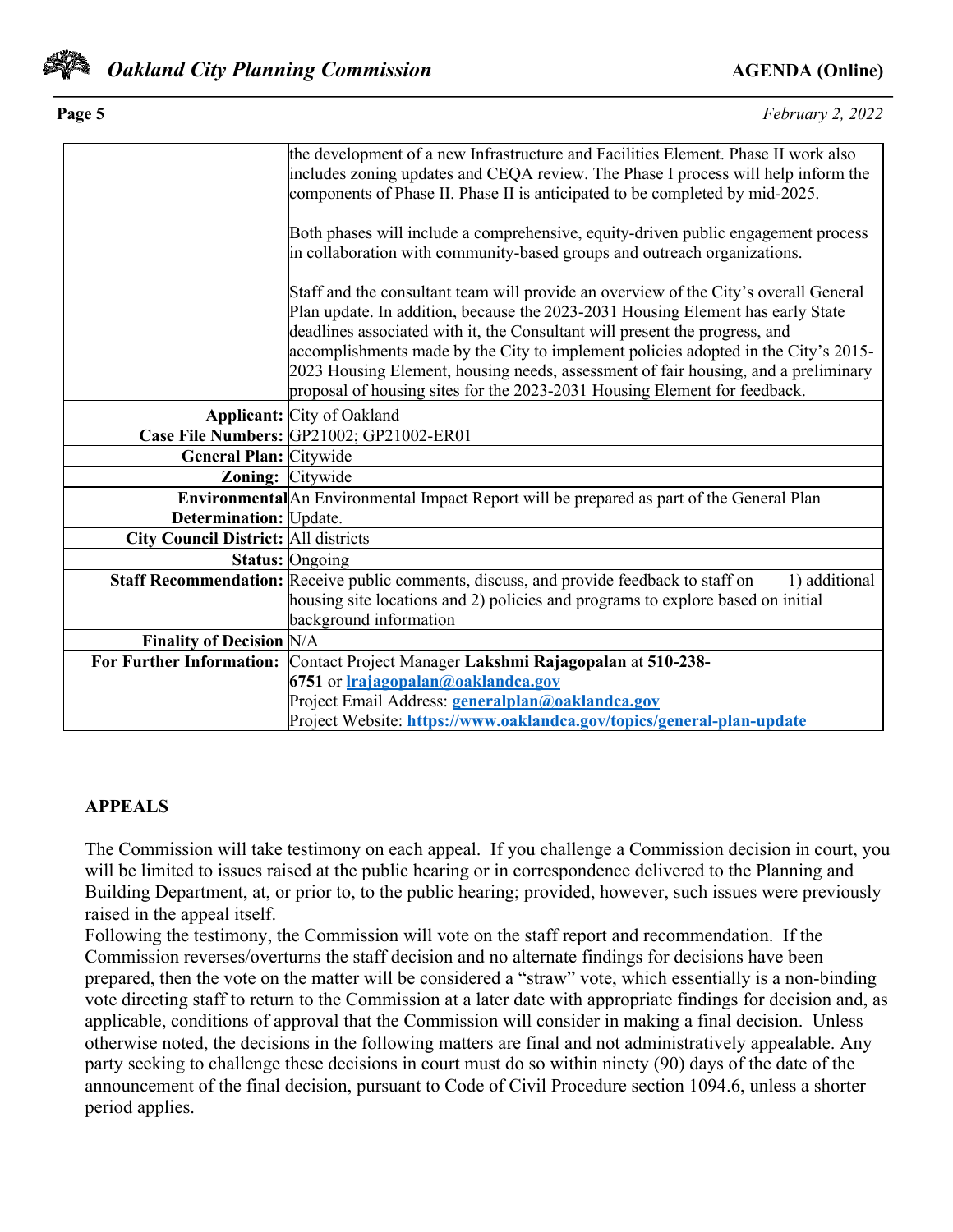| | |
|---|---|
| | the development of a new Infrastructure and Facilities Element. Phase II work also includes zoning updates and CEQA review. The Phase I process will help inform the components of Phase II. Phase II is anticipated to be completed by mid-2025.<br><br>Both phases will include a comprehensive, equity-driven public engagement process in collaboration with community-based groups and outreach organizations.<br><br>Staff and the consultant team will provide an overview of the City's overall General Plan update. In addition, because the 2023-2031 Housing Element has early State deadlines associated with it, the Consultant will present the progress, and accomplishments made by the City to implement policies adopted in the City's 2015-2023 Housing Element, housing needs, assessment of fair housing, and a preliminary proposal of housing sites for the 2023-2031 Housing Element for feedback. |
| **Applicant:** | City of Oakland |
| **Case File Numbers:** | GP21002; GP21002-ER01 |
| **General Plan:** | Citywide |
| **Zoning:** | Citywide |
| **Environmental Determination:** | An Environmental Impact Report will be prepared as part of the General Plan Update. |
| **City Council District:** | All districts |
| **Status:** | Ongoing |
| **Staff Recommendation:** | Receive public comments, discuss, and provide feedback to staff on 1) additional housing site locations and 2) policies and programs to explore based on initial background information |
| **Finality of Decision** | N/A |
| **For Further Information:** | Contact Project Manager **Lakshmi Rajagopalan** at **510-238-6751** or **lrajagopalan@oaklandca.gov**<br>Project Email Address: **generalplan@oaklandca.gov**<br>Project Website: **https://www.oaklandca.gov/topics/general-plan-update** |

## APPEALS

The Commission will take testimony on each appeal. If you challenge a Commission decision in court, you will be limited to issues raised at the public hearing or in correspondence delivered to the Planning and Building Department, at, or prior to, to the public hearing; provided, however, such issues were previously raised in the appeal itself.

Following the testimony, the Commission will vote on the staff report and recommendation. If the Commission reverses/overturns the staff decision and no alternate findings for decisions have been prepared, then the vote on the matter will be considered a "straw" vote, which essentially is a non-binding vote directing staff to return to the Commission at a later date with appropriate findings for decision and, as applicable, conditions of approval that the Commission will consider in making a final decision. Unless otherwise noted, the decisions in the following matters are final and not administratively appealable. Any party seeking to challenge these decisions in court must do so within ninety (90) days of the date of the announcement of the final decision, pursuant to Code of Civil Procedure section 1094.6, unless a shorter period applies.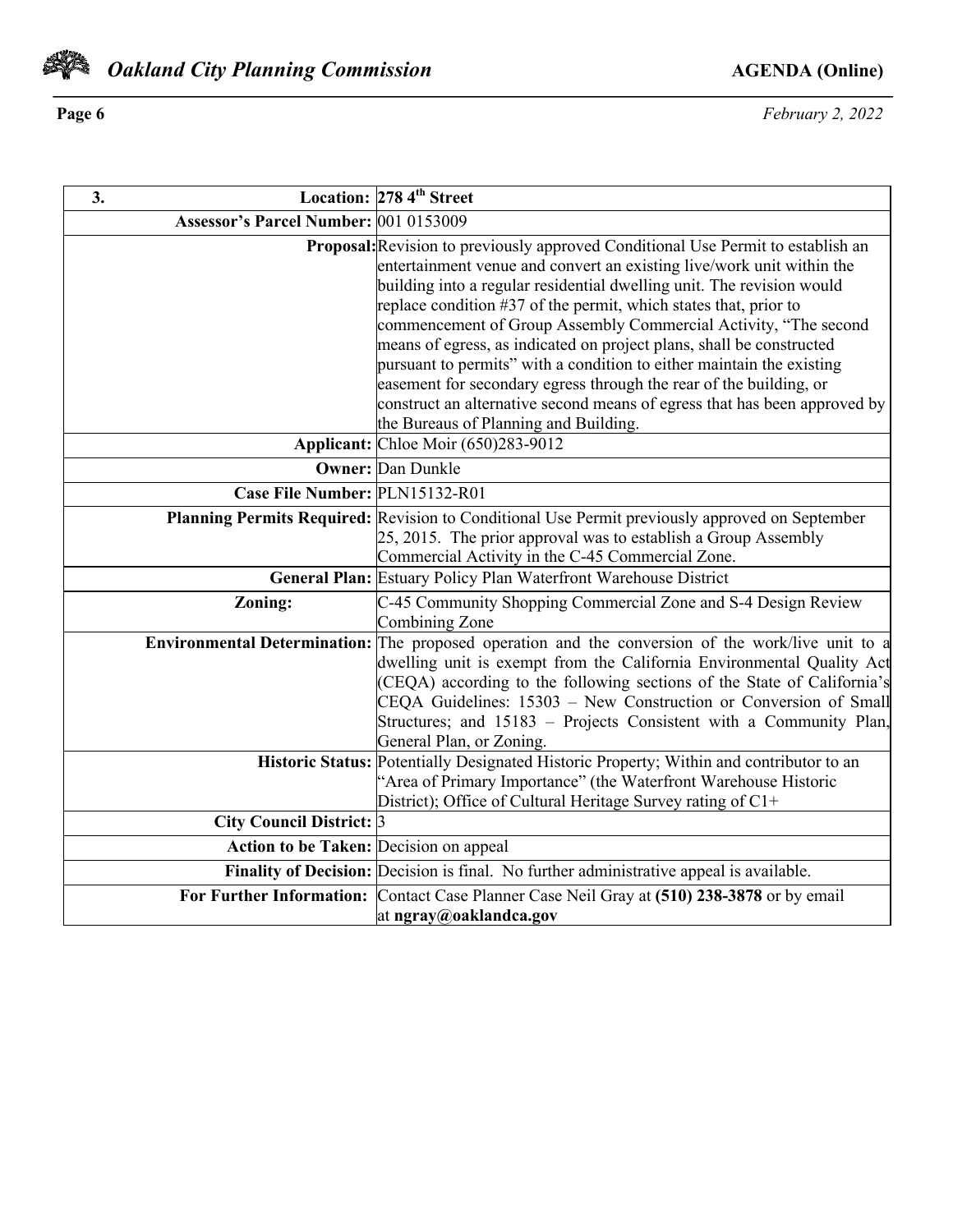| 3. Location: | 278 4th Street |
|---|---|
| Assessor's Parcel Number: | 001 0153009 |
| Proposal: | Revision to previously approved Conditional Use Permit to establish an entertainment venue and convert an existing live/work unit within the building into a regular residential dwelling unit. The revision would replace condition #37 of the permit, which states that, prior to commencement of Group Assembly Commercial Activity, "The second means of egress, as indicated on project plans, shall be constructed pursuant to permits" with a condition to either maintain the existing easement for secondary egress through the rear of the building, or construct an alternative second means of egress that has been approved by the Bureaus of Planning and Building. |
| Applicant: | Chloe Moir (650)283-9012 |
| Owner: | Dan Dunkle |
| Case File Number: | PLN15132-R01 |
| Planning Permits Required: | Revision to Conditional Use Permit previously approved on September 25, 2015. The prior approval was to establish a Group Assembly Commercial Activity in the C-45 Commercial Zone. |
| General Plan: | Estuary Policy Plan Waterfront Warehouse District |
| Zoning: | C-45 Community Shopping Commercial Zone and S-4 Design Review Combining Zone |
| Environmental Determination: | The proposed operation and the conversion of the work/live unit to a dwelling unit is exempt from the California Environmental Quality Act (CEQA) according to the following sections of the State of California's CEQA Guidelines: 15303 – New Construction or Conversion of Small Structures; and 15183 – Projects Consistent with a Community Plan, General Plan, or Zoning. |
| Historic Status: | Potentially Designated Historic Property; Within and contributor to an "Area of Primary Importance" (the Waterfront Warehouse Historic District); Office of Cultural Heritage Survey rating of C1+ |
| City Council District: | 3 |
| Action to be Taken: | Decision on appeal |
| Finality of Decision: | Decision is final. No further administrative appeal is available. |
| For Further Information: | Contact Case Planner Case Neil Gray at **(510) 238-3878** or by email at **ngray@oaklandca.gov** |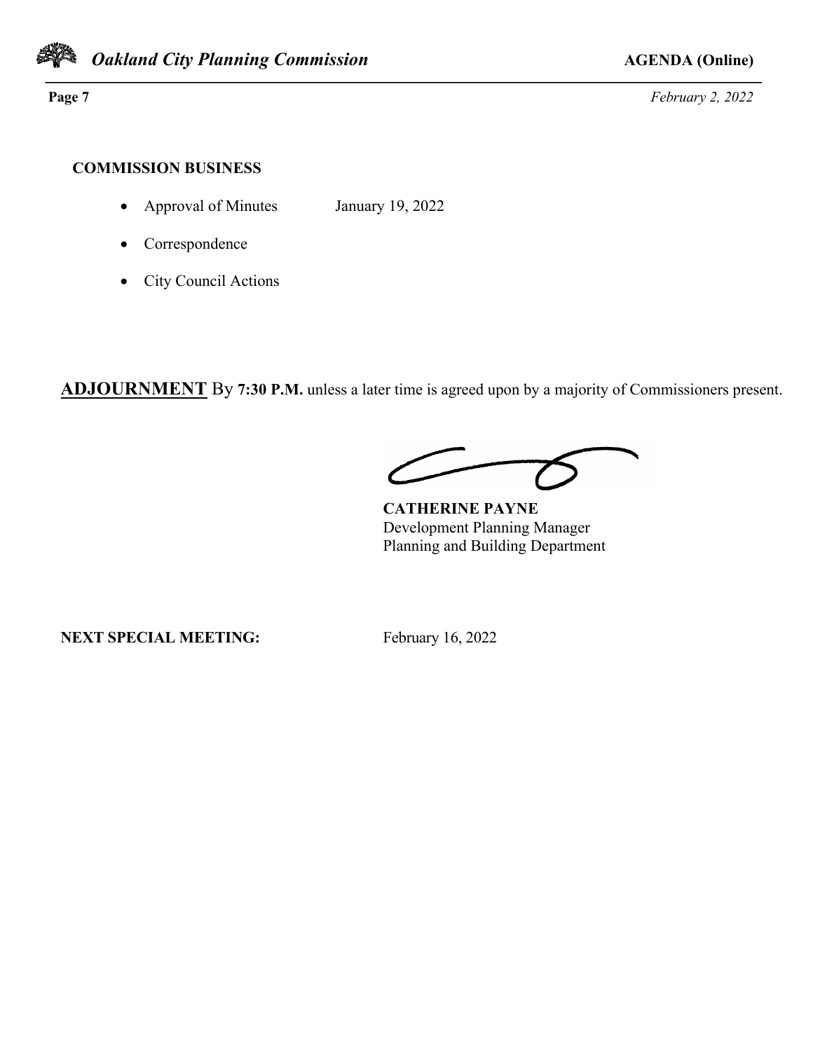**COMMISSION BUSINESS**

- Approval of Minutes January 19, 2022
- Correspondence
- City Council Actions

**<u>ADJOURNMENT</u>** By **7:30 P.M.** unless a later time is agreed upon by a majority of Commissioners present.

**CATHERINE PAYNE**
Development Planning Manager
Planning and Building Department

**NEXT SPECIAL MEETING:** February 16, 2022